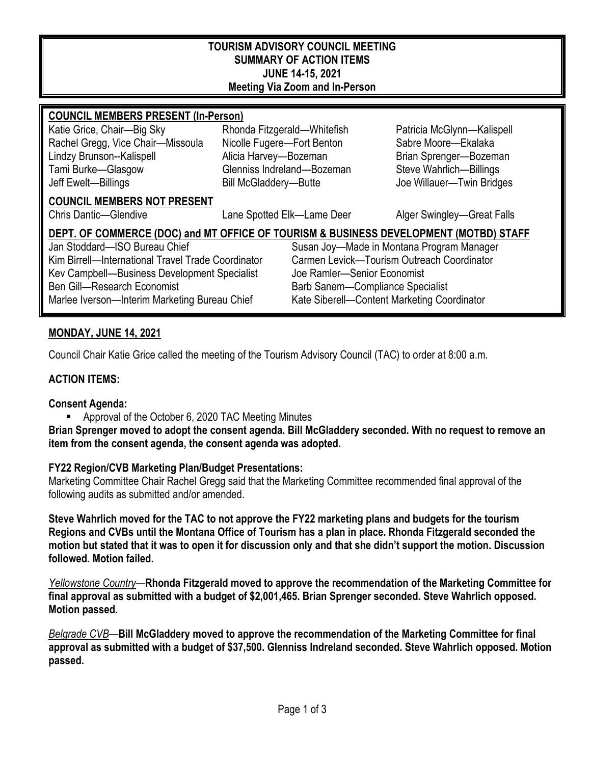# TOURISM ADVISORY COUNCIL MEETING
## SUMMARY OF ACTION ITEMS
## JUNE 14-15, 2021
## Meeting Via Zoom and In-Person

**COUNCIL MEMBERS PRESENT (In-Person)**

| | | |
|---|---|---|
| Katie Grice, Chair—Big Sky | Rhonda Fitzgerald—Whitefish | Patricia McGlynn—Kalispell |
| Rachel Gregg, Vice Chair—Missoula | Nicolle Fugere—Fort Benton | Sabre Moore—Ekalaka |
| Lindzy Brunson--Kalispell | Alicia Harvey—Bozeman | Brian Sprenger—Bozeman |
| Tami Burke—Glasgow | Glenniss Indreland—Bozeman | Steve Wahrlich—Billings |
| Jeff Ewelt—Billings | Bill McGladdery—Butte | Joe Willauer—Twin Bridges |

**COUNCIL MEMBERS NOT PRESENT**

| | | |
|---|---|---|
| Chris Dantic—Glendive | Lane Spotted Elk—Lame Deer | Alger Swingley—Great Falls |

**DEPT. OF COMMERCE (DOC) and MT OFFICE OF TOURISM & BUSINESS DEVELOPMENT (MOTBD) STAFF**

| | |
|---|---|
| Jan Stoddard—ISO Bureau Chief | Susan Joy—Made in Montana Program Manager |
| Kim Birrell—International Travel Trade Coordinator | Carmen Levick—Tourism Outreach Coordinator |
| Kev Campbell—Business Development Specialist | Joe Ramler—Senior Economist |
| Ben Gill—Research Economist | Barb Sanem—Compliance Specialist |
| Marlee Iverson—Interim Marketing Bureau Chief | Kate Siberell—Content Marketing Coordinator |

**MONDAY, JUNE 14, 2021**

Council Chair Katie Grice called the meeting of the Tourism Advisory Council (TAC) to order at 8:00 a.m.

**ACTION ITEMS:**

**Consent Agenda:**

- Approval of the October 6, 2020 TAC Meeting Minutes

**Brian Sprenger moved to adopt the consent agenda. Bill McGladdery seconded. With no request to remove an item from the consent agenda, the consent agenda was adopted.**

**FY22 Region/CVB Marketing Plan/Budget Presentations:**

Marketing Committee Chair Rachel Gregg said that the Marketing Committee recommended final approval of the following audits as submitted and/or amended.

**Steve Wahrlich moved for the TAC to not approve the FY22 marketing plans and budgets for the tourism Regions and CVBs until the Montana Office of Tourism has a plan in place. Rhonda Fitzgerald seconded the motion but stated that it was to open it for discussion only and that she didn't support the motion. Discussion followed. Motion failed.**

*Yellowstone Country*—**Rhonda Fitzgerald moved to approve the recommendation of the Marketing Committee for final approval as submitted with a budget of $2,001,465. Brian Sprenger seconded. Steve Wahrlich opposed. Motion passed.**

*Belgrade CVB*—**Bill McGladdery moved to approve the recommendation of the Marketing Committee for final approval as submitted with a budget of $37,500. Glenniss Indreland seconded. Steve Wahrlich opposed. Motion passed.**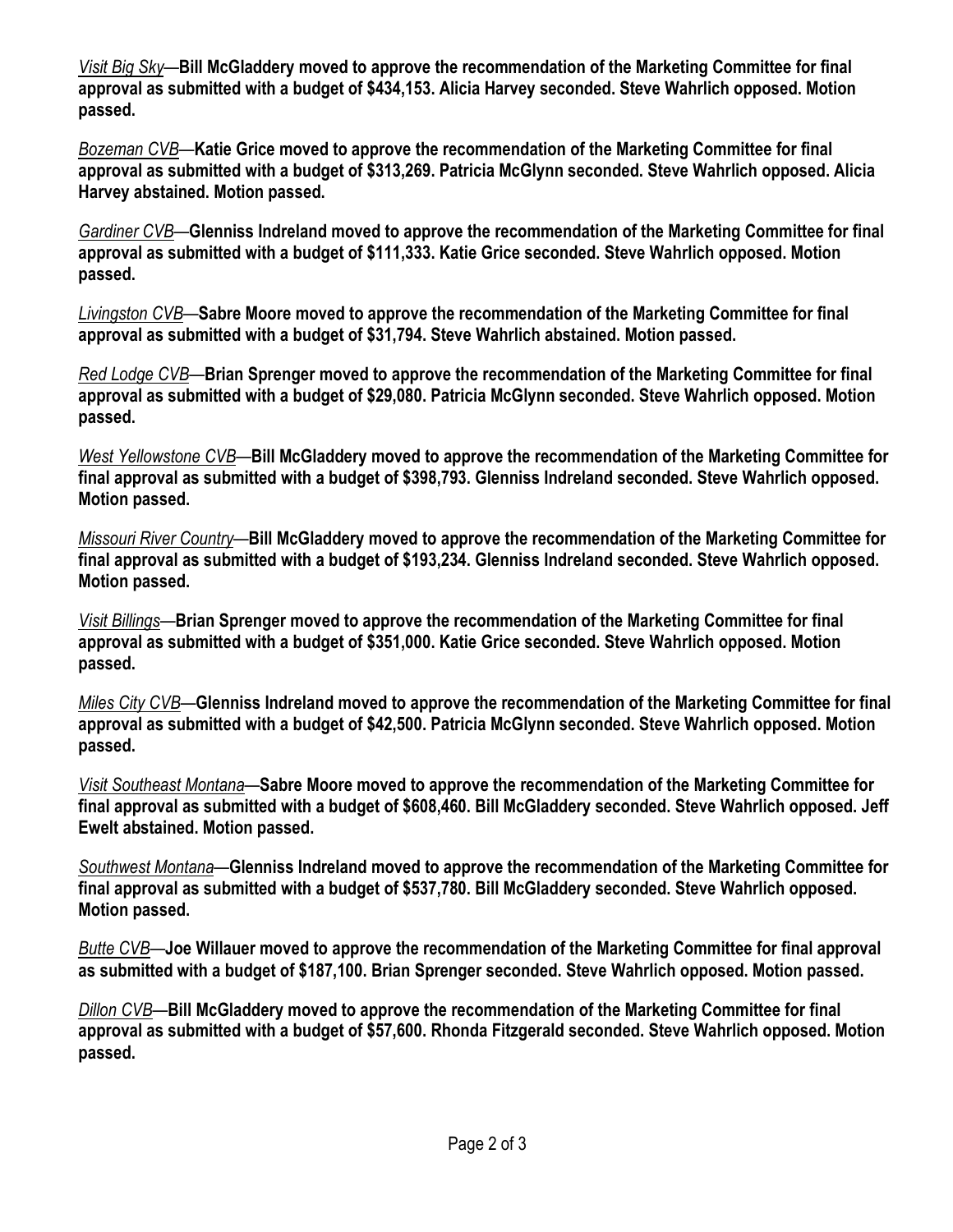*Visit Big Sky*—**Bill McGladdery moved to approve the recommendation of the Marketing Committee for final approval as submitted with a budget of $434,153. Alicia Harvey seconded. Steve Wahrlich opposed. Motion passed.**

*Bozeman CVB*—**Katie Grice moved to approve the recommendation of the Marketing Committee for final approval as submitted with a budget of $313,269. Patricia McGlynn seconded. Steve Wahrlich opposed. Alicia Harvey abstained. Motion passed.**

*Gardiner CVB*—**Glenniss Indreland moved to approve the recommendation of the Marketing Committee for final approval as submitted with a budget of $111,333. Katie Grice seconded. Steve Wahrlich opposed. Motion passed.**

*Livingston CVB*—**Sabre Moore moved to approve the recommendation of the Marketing Committee for final approval as submitted with a budget of $31,794. Steve Wahrlich abstained. Motion passed.**

*Red Lodge CVB*—**Brian Sprenger moved to approve the recommendation of the Marketing Committee for final approval as submitted with a budget of $29,080. Patricia McGlynn seconded. Steve Wahrlich opposed. Motion passed.**

*West Yellowstone CVB*—**Bill McGladdery moved to approve the recommendation of the Marketing Committee for final approval as submitted with a budget of $398,793. Glenniss Indreland seconded. Steve Wahrlich opposed. Motion passed.**

*Missouri River Country*—**Bill McGladdery moved to approve the recommendation of the Marketing Committee for final approval as submitted with a budget of $193,234. Glenniss Indreland seconded. Steve Wahrlich opposed. Motion passed.**

*Visit Billings*—**Brian Sprenger moved to approve the recommendation of the Marketing Committee for final approval as submitted with a budget of $351,000. Katie Grice seconded. Steve Wahrlich opposed. Motion passed.**

*Miles City CVB*—**Glenniss Indreland moved to approve the recommendation of the Marketing Committee for final approval as submitted with a budget of $42,500. Patricia McGlynn seconded. Steve Wahrlich opposed. Motion passed.**

*Visit Southeast Montana*—**Sabre Moore moved to approve the recommendation of the Marketing Committee for final approval as submitted with a budget of $608,460. Bill McGladdery seconded. Steve Wahrlich opposed. Jeff Ewelt abstained. Motion passed.**

*Southwest Montana*—**Glenniss Indreland moved to approve the recommendation of the Marketing Committee for final approval as submitted with a budget of $537,780. Bill McGladdery seconded. Steve Wahrlich opposed. Motion passed.**

*Butte CVB*—**Joe Willauer moved to approve the recommendation of the Marketing Committee for final approval as submitted with a budget of $187,100. Brian Sprenger seconded. Steve Wahrlich opposed. Motion passed.**

*Dillon CVB*—**Bill McGladdery moved to approve the recommendation of the Marketing Committee for final approval as submitted with a budget of $57,600. Rhonda Fitzgerald seconded. Steve Wahrlich opposed. Motion passed.**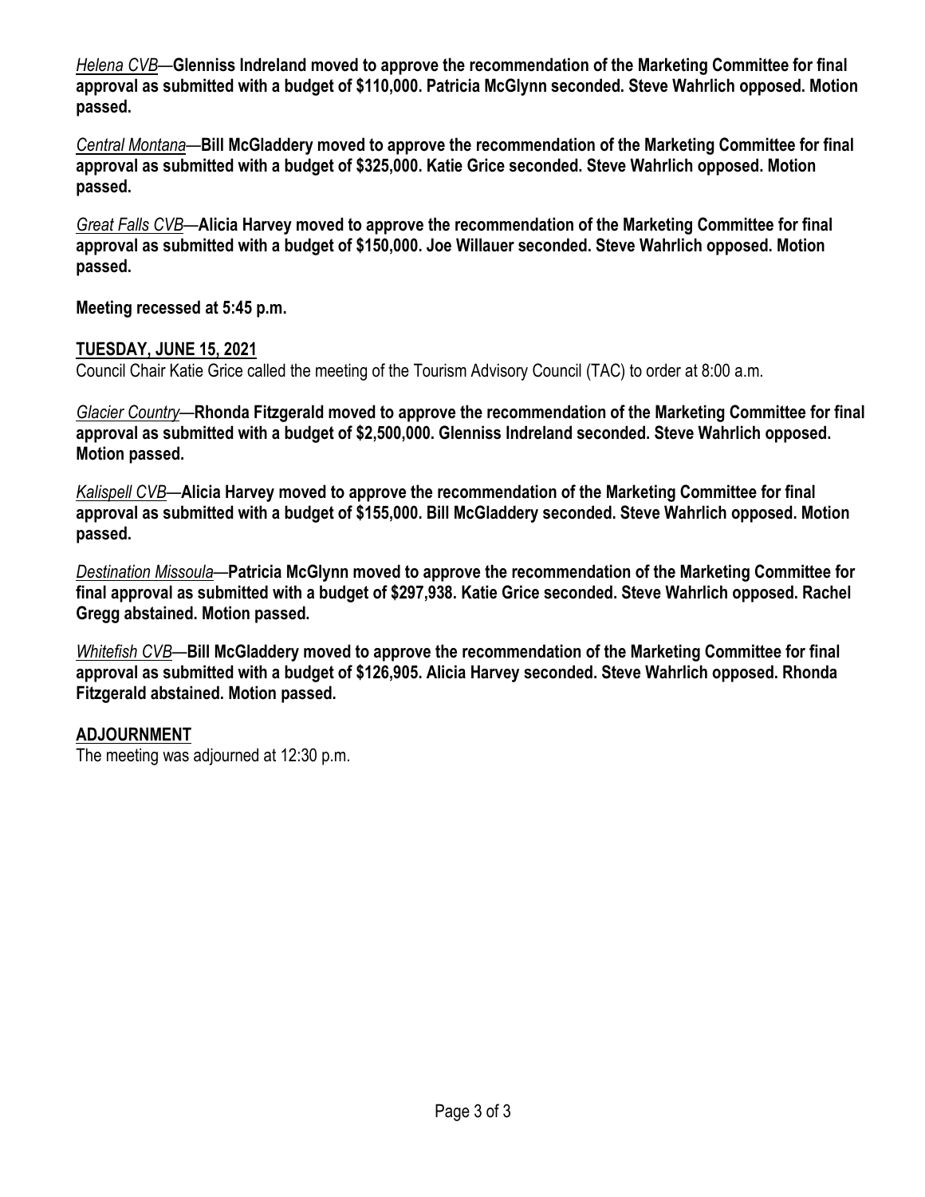*Helena CVB*—**Glenniss Indreland moved to approve the recommendation of the Marketing Committee for final approval as submitted with a budget of $110,000. Patricia McGlynn seconded. Steve Wahrlich opposed. Motion passed.**

*Central Montana*—**Bill McGladdery moved to approve the recommendation of the Marketing Committee for final approval as submitted with a budget of $325,000. Katie Grice seconded. Steve Wahrlich opposed. Motion passed.**

*Great Falls CVB*—**Alicia Harvey moved to approve the recommendation of the Marketing Committee for final approval as submitted with a budget of $150,000. Joe Willauer seconded. Steve Wahrlich opposed. Motion passed.**

**Meeting recessed at 5:45 p.m.**

## TUESDAY, JUNE 15, 2021

Council Chair Katie Grice called the meeting of the Tourism Advisory Council (TAC) to order at 8:00 a.m.

*Glacier Country*—**Rhonda Fitzgerald moved to approve the recommendation of the Marketing Committee for final approval as submitted with a budget of $2,500,000. Glenniss Indreland seconded. Steve Wahrlich opposed. Motion passed.**

*Kalispell CVB*—**Alicia Harvey moved to approve the recommendation of the Marketing Committee for final approval as submitted with a budget of $155,000. Bill McGladdery seconded. Steve Wahrlich opposed. Motion passed.**

*Destination Missoula*—**Patricia McGlynn moved to approve the recommendation of the Marketing Committee for final approval as submitted with a budget of $297,938. Katie Grice seconded. Steve Wahrlich opposed. Rachel Gregg abstained. Motion passed.**

*Whitefish CVB*—**Bill McGladdery moved to approve the recommendation of the Marketing Committee for final approval as submitted with a budget of $126,905. Alicia Harvey seconded. Steve Wahrlich opposed. Rhonda Fitzgerald abstained. Motion passed.**

## ADJOURNMENT

The meeting was adjourned at 12:30 p.m.